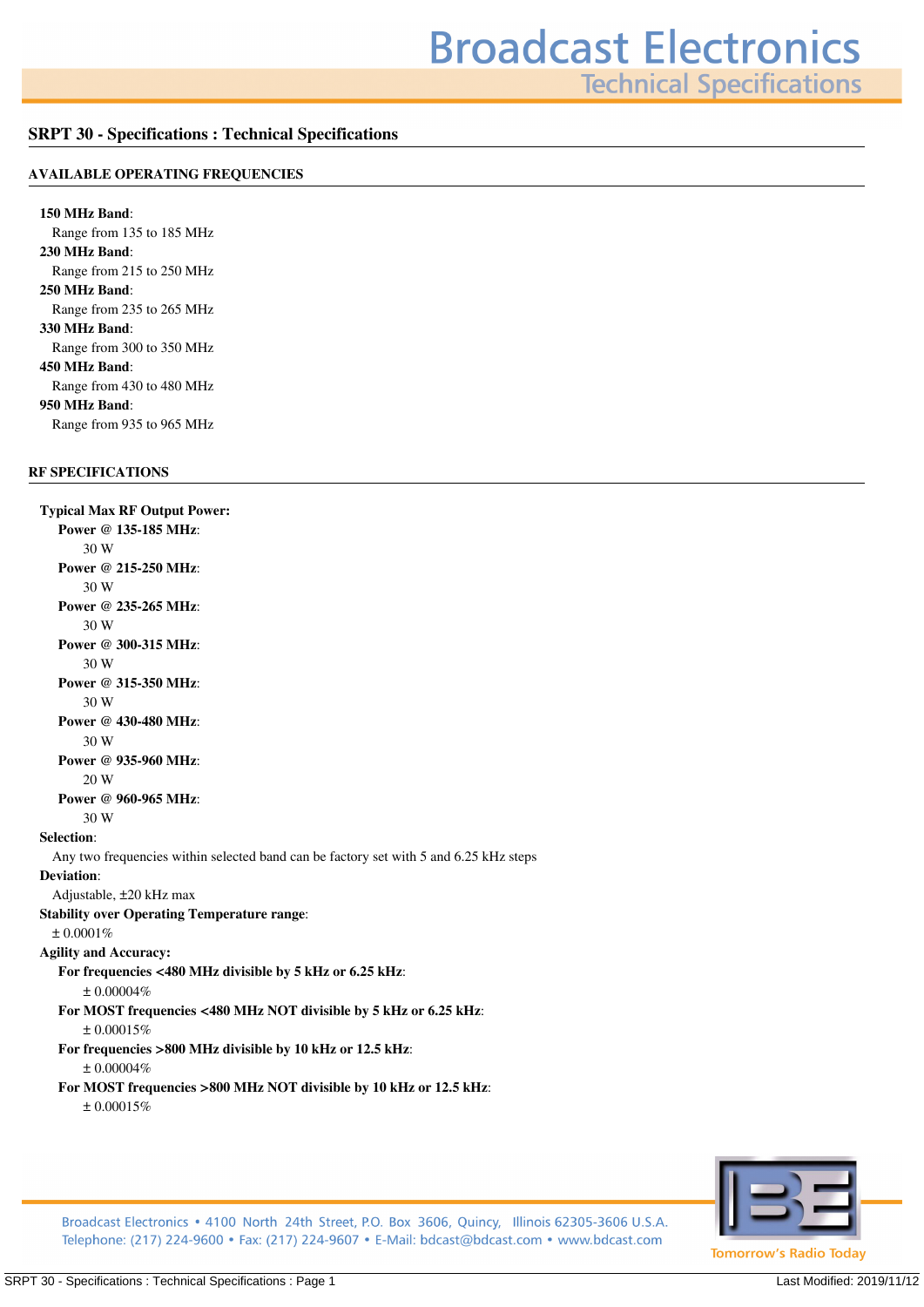# SRPT 30 - Specifications : Technical Specifications

## AVAILABLE OPERATING FREQUENCIES

**150 MHz Band**:
Range from 135 to 185 MHz

**230 MHz Band**:
Range from 215 to 250 MHz

**250 MHz Band**:
Range from 235 to 265 MHz

**330 MHz Band**:
Range from 300 to 350 MHz

**450 MHz Band**:
Range from 430 to 480 MHz

**950 MHz Band**:
Range from 935 to 965 MHz

## RF SPECIFICATIONS

**Typical Max RF Output Power:**

- **Power @ 135-185 MHz**:
  30 W
- **Power @ 215-250 MHz**:
  30 W
- **Power @ 235-265 MHz**:
  30 W
- **Power @ 300-315 MHz**:
  30 W
- **Power @ 315-350 MHz**:
  30 W
- **Power @ 430-480 MHz**:
  30 W
- **Power @ 935-960 MHz**:
  20 W
- **Power @ 960-965 MHz**:
  30 W

**Selection**:
Any two frequencies within selected band can be factory set with 5 and 6.25 kHz steps

**Deviation**:
Adjustable, ±20 kHz max

**Stability over Operating Temperature range**:
± 0.0001%

**Agility and Accuracy:**

- **For frequencies <480 MHz divisible by 5 kHz or 6.25 kHz**:
  ± 0.00004%
- **For MOST frequencies <480 MHz NOT divisible by 5 kHz or 6.25 kHz**:
  ± 0.00015%
- **For frequencies >800 MHz divisible by 10 kHz or 12.5 kHz**:
  ± 0.00004%
- **For MOST frequencies >800 MHz NOT divisible by 10 kHz or 12.5 kHz**:
  ± 0.00015%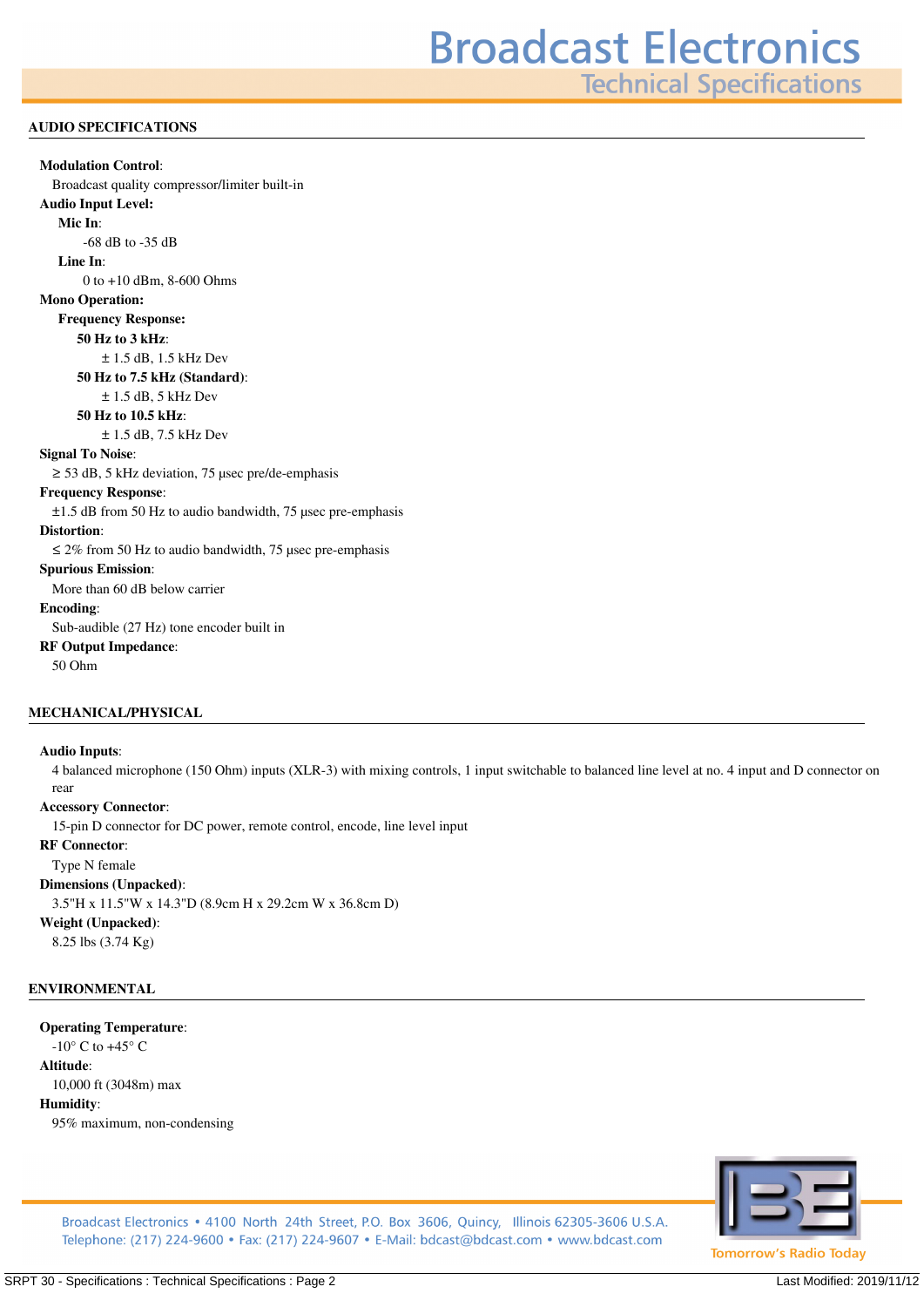## AUDIO SPECIFICATIONS

**Modulation Control**:
Broadcast quality compressor/limiter built-in

**Audio Input Level:**

- **Mic In**:
  -68 dB to -35 dB
- **Line In**:
  0 to +10 dBm, 8-600 Ohms

**Mono Operation:**

- **Frequency Response:**
  - **50 Hz to 3 kHz**:
    ± 1.5 dB, 1.5 kHz Dev
  - **50 Hz to 7.5 kHz (Standard)**:
    ± 1.5 dB, 5 kHz Dev
  - **50 Hz to 10.5 kHz**:
    ± 1.5 dB, 7.5 kHz Dev

**Signal To Noise**:
≥ 53 dB, 5 kHz deviation, 75 µsec pre/de-emphasis

**Frequency Response**:
±1.5 dB from 50 Hz to audio bandwidth, 75 µsec pre-emphasis

**Distortion**:
≤ 2% from 50 Hz to audio bandwidth, 75 µsec pre-emphasis

**Spurious Emission**:
More than 60 dB below carrier

**Encoding**:
Sub-audible (27 Hz) tone encoder built in

**RF Output Impedance**:
50 Ohm

## MECHANICAL/PHYSICAL

**Audio Inputs**:
4 balanced microphone (150 Ohm) inputs (XLR-3) with mixing controls, 1 input switchable to balanced line level at no. 4 input and D connector on rear

**Accessory Connector**:
15-pin D connector for DC power, remote control, encode, line level input

**RF Connector**:
Type N female

**Dimensions (Unpacked)**:
3.5"H x 11.5"W x 14.3"D (8.9cm H x 29.2cm W x 36.8cm D)

**Weight (Unpacked)**:
8.25 lbs (3.74 Kg)

## ENVIRONMENTAL

**Operating Temperature**:
-10° C to +45° C

**Altitude**:
10,000 ft (3048m) max

**Humidity**:
95% maximum, non-condensing

Broadcast Electronics • 4100 North 24th Street, P.O. Box 3606, Quincy, Illinois 62305-3606 U.S.A.
Telephone: (217) 224-9600 • Fax: (217) 224-9607 • E-Mail: bdcast@bdcast.com • www.bdcast.com

Tomorrow's Radio Today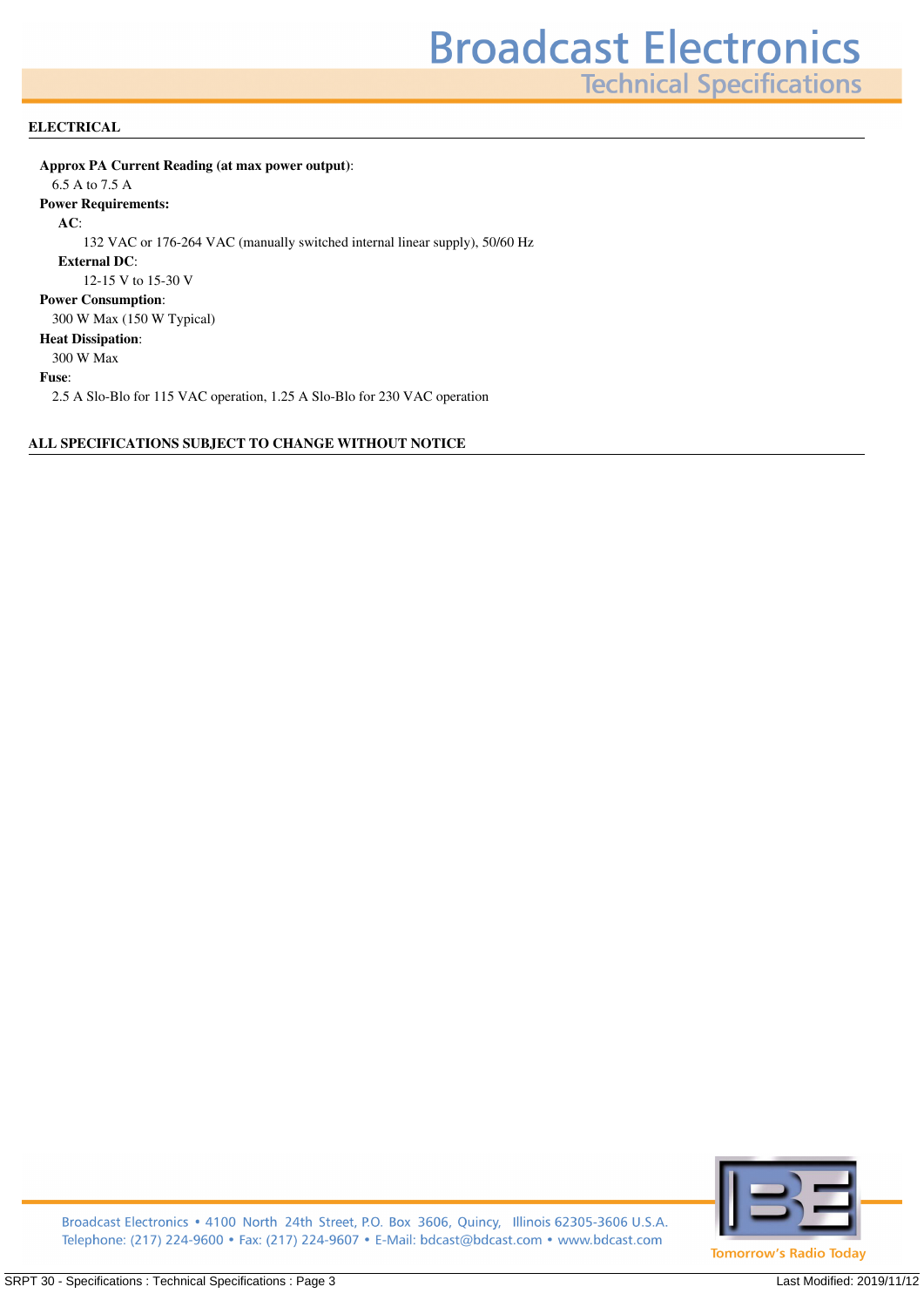## ELECTRICAL

**Approx PA Current Reading (at max power output)**:
6.5 A to 7.5 A

**Power Requirements:**

**AC**:
132 VAC or 176-264 VAC (manually switched internal linear supply), 50/60 Hz

**External DC**:
12-15 V to 15-30 V

**Power Consumption**:
300 W Max (150 W Typical)

**Heat Dissipation**:
300 W Max

**Fuse**:
2.5 A Slo-Blo for 115 VAC operation, 1.25 A Slo-Blo for 230 VAC operation

## ALL SPECIFICATIONS SUBJECT TO CHANGE WITHOUT NOTICE